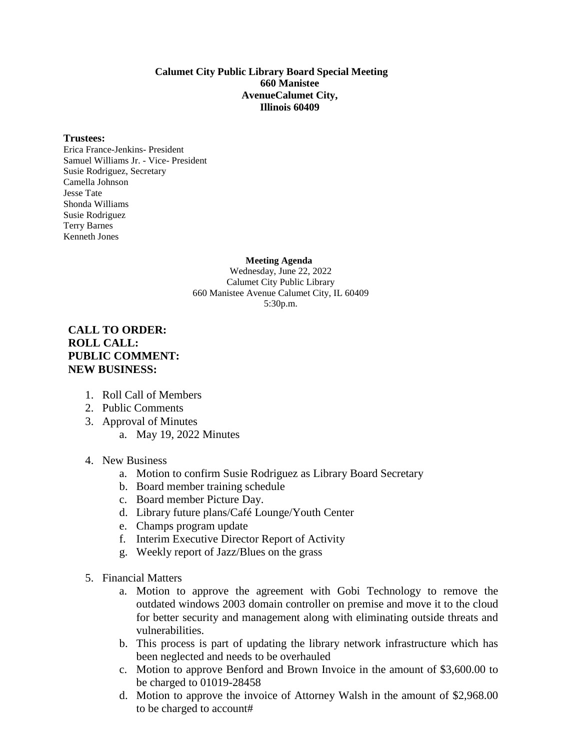**Calumet City Public Library Board Special Meeting**
**660 Manistee**
**AvenueCalumet City,**
**Illinois 60409**

**Trustees:**
Erica France-Jenkins- President
Samuel Williams Jr. - Vice- President
Susie Rodriguez, Secretary
Camella Johnson
Jesse Tate
Shonda Williams
Susie Rodriguez
Terry Barnes
Kenneth Jones

**Meeting Agenda**
Wednesday, June 22, 2022
Calumet City Public Library
660 Manistee Avenue Calumet City, IL 60409
5:30p.m.

**CALL TO ORDER:**
**ROLL CALL:**
**PUBLIC COMMENT:**
**NEW BUSINESS:**

1. Roll Call of Members
2. Public Comments
3. Approval of Minutes
    a. May 19, 2022 Minutes

4. New Business
    a. Motion to confirm Susie Rodriguez as Library Board Secretary
    b. Board member training schedule
    c. Board member Picture Day.
    d. Library future plans/Café Lounge/Youth Center
    e. Champs program update
    f. Interim Executive Director Report of Activity
    g. Weekly report of Jazz/Blues on the grass

5. Financial Matters
    a. Motion to approve the agreement with Gobi Technology to remove the outdated windows 2003 domain controller on premise and move it to the cloud for better security and management along with eliminating outside threats and vulnerabilities.
    b. This process is part of updating the library network infrastructure which has been neglected and needs to be overhauled
    c. Motion to approve Benford and Brown Invoice in the amount of $3,600.00 to be charged to 01019-28458
    d. Motion to approve the invoice of Attorney Walsh in the amount of $2,968.00 to be charged to account#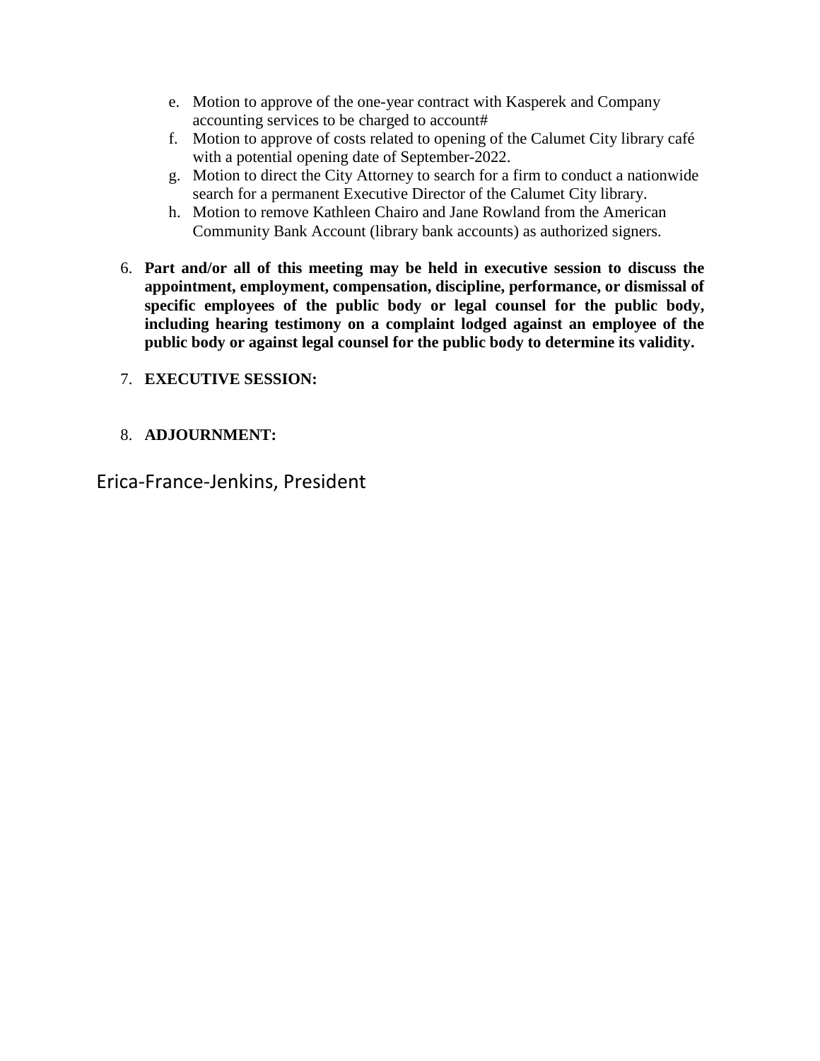e. Motion to approve of the one-year contract with Kasperek and Company accounting services to be charged to account#
f. Motion to approve of costs related to opening of the Calumet City library café with a potential opening date of September-2022.
g. Motion to direct the City Attorney to search for a firm to conduct a nationwide search for a permanent Executive Director of the Calumet City library.
h. Motion to remove Kathleen Chairo and Jane Rowland from the American Community Bank Account (library bank accounts) as authorized signers.

6. **Part and/or all of this meeting may be held in executive session to discuss the appointment, employment, compensation, discipline, performance, or dismissal of specific employees of the public body or legal counsel for the public body, including hearing testimony on a complaint lodged against an employee of the public body or against legal counsel for the public body to determine its validity.**

7. **EXECUTIVE SESSION:**

8. **ADJOURNMENT:**

Erica-France-Jenkins, President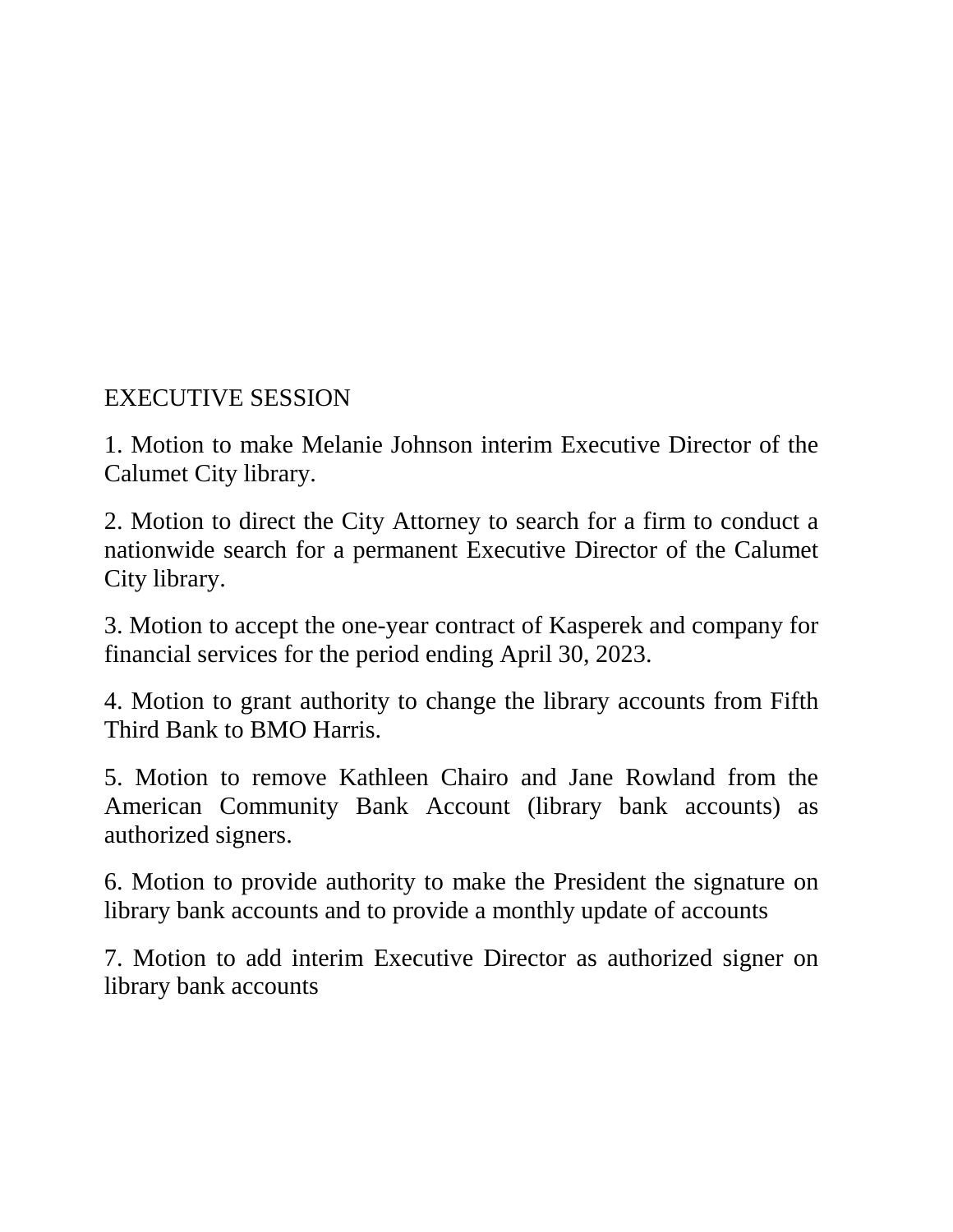EXECUTIVE SESSION

1. Motion to make Melanie Johnson interim Executive Director of the Calumet City library.

2. Motion to direct the City Attorney to search for a firm to conduct a nationwide search for a permanent Executive Director of the Calumet City library.

3. Motion to accept the one-year contract of Kasperek and company for financial services for the period ending April 30, 2023.

4. Motion to grant authority to change the library accounts from Fifth Third Bank to BMO Harris.

5. Motion to remove Kathleen Chairo and Jane Rowland from the American Community Bank Account (library bank accounts) as authorized signers.

6. Motion to provide authority to make the President the signature on library bank accounts and to provide a monthly update of accounts

7. Motion to add interim Executive Director as authorized signer on library bank accounts